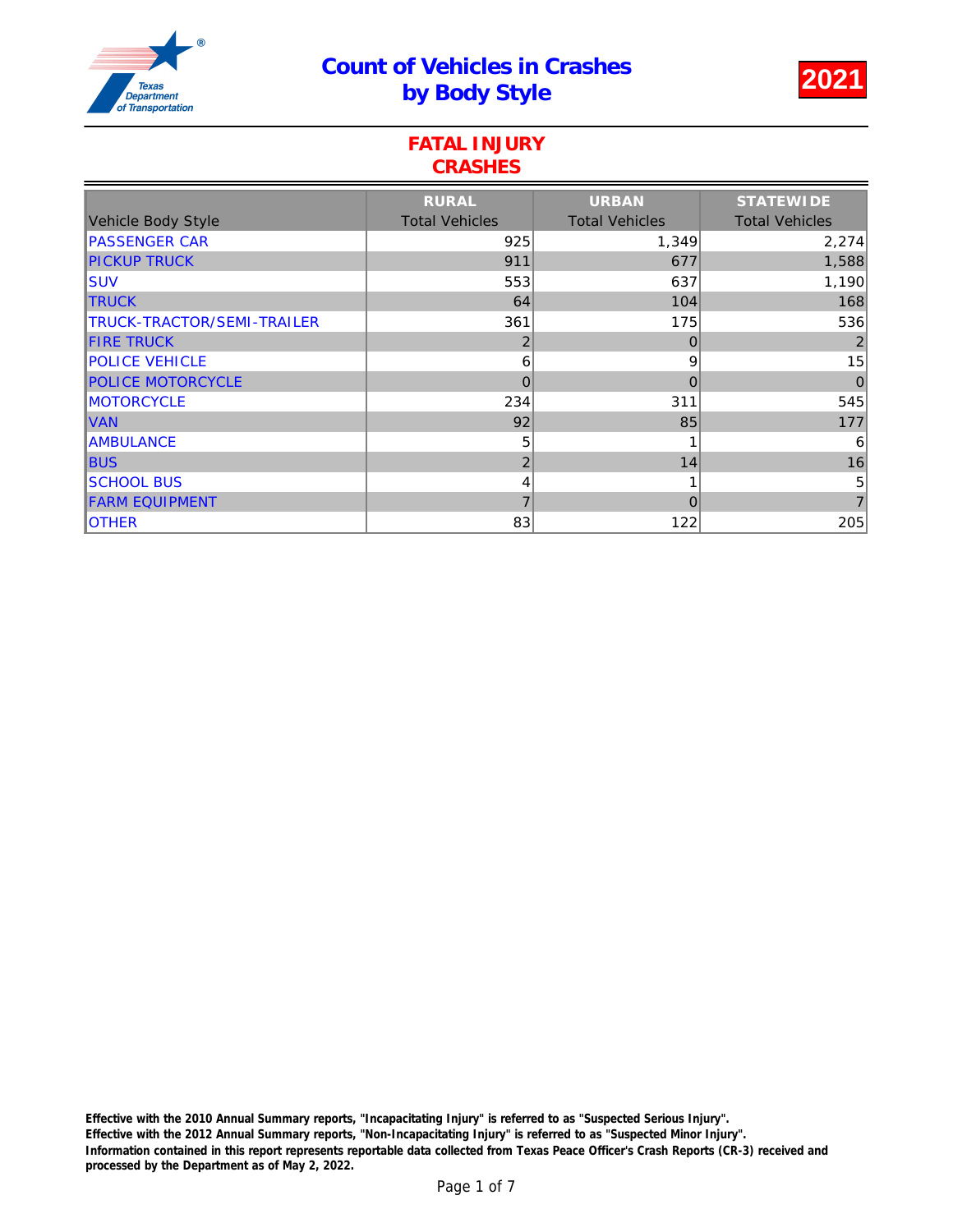# Count of Vehicles in Crashes by Body Style

**2021**

## FATAL INJURY CRASHES

| Vehicle Body Style | RURAL Total Vehicles | URBAN Total Vehicles | STATEWIDE Total Vehicles |
|---|---|---|---|
| PASSENGER CAR | 925 | 1,349 | 2,274 |
| PICKUP TRUCK | 911 | 677 | 1,588 |
| SUV | 553 | 637 | 1,190 |
| TRUCK | 64 | 104 | 168 |
| TRUCK-TRACTOR/SEMI-TRAILER | 361 | 175 | 536 |
| FIRE TRUCK | 2 | 0 | 2 |
| POLICE VEHICLE | 6 | 9 | 15 |
| POLICE MOTORCYCLE | 0 | 0 | 0 |
| MOTORCYCLE | 234 | 311 | 545 |
| VAN | 92 | 85 | 177 |
| AMBULANCE | 5 | 1 | 6 |
| BUS | 2 | 14 | 16 |
| SCHOOL BUS | 4 | 1 | 5 |
| FARM EQUIPMENT | 7 | 0 | 7 |
| OTHER | 83 | 122 | 205 |

**Effective with the 2010 Annual Summary reports, "Incapacitating Injury" is referred to as "Suspected Serious Injury".**
**Effective with the 2012 Annual Summary reports, "Non-Incapacitating Injury" is referred to as "Suspected Minor Injury".**
**Information contained in this report represents reportable data collected from Texas Peace Officer's Crash Reports (CR-3) received and processed by the Department as of May 2, 2022.**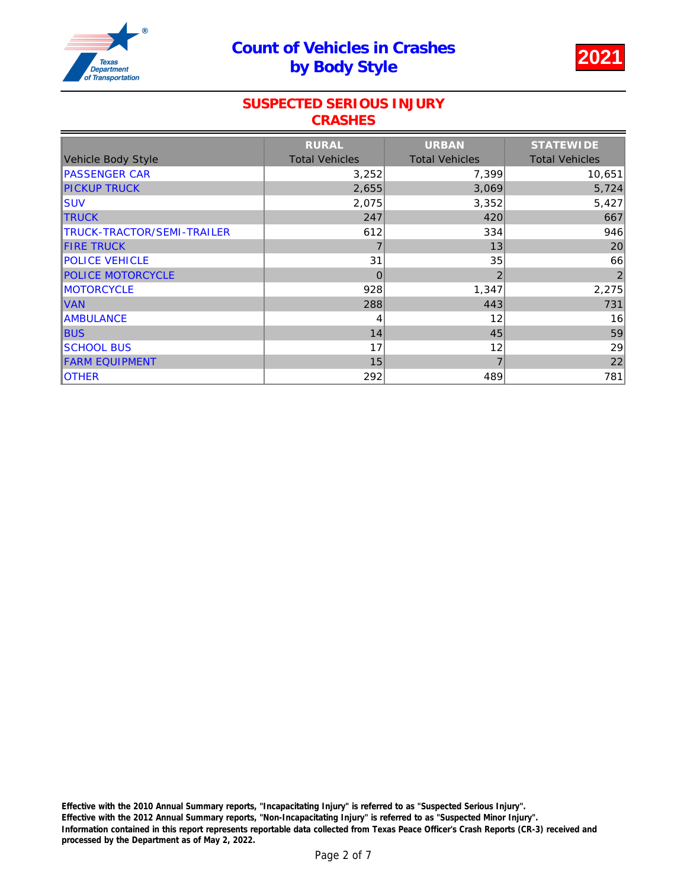# Count of Vehicles in Crashes by Body Style

**2021**

## SUSPECTED SERIOUS INJURY CRASHES

| Vehicle Body Style | RURAL Total Vehicles | URBAN Total Vehicles | STATEWIDE Total Vehicles |
|---|---|---|---|
| PASSENGER CAR | 3,252 | 7,399 | 10,651 |
| PICKUP TRUCK | 2,655 | 3,069 | 5,724 |
| SUV | 2,075 | 3,352 | 5,427 |
| TRUCK | 247 | 420 | 667 |
| TRUCK-TRACTOR/SEMI-TRAILER | 612 | 334 | 946 |
| FIRE TRUCK | 7 | 13 | 20 |
| POLICE VEHICLE | 31 | 35 | 66 |
| POLICE MOTORCYCLE | 0 | 2 | 2 |
| MOTORCYCLE | 928 | 1,347 | 2,275 |
| VAN | 288 | 443 | 731 |
| AMBULANCE | 4 | 12 | 16 |
| BUS | 14 | 45 | 59 |
| SCHOOL BUS | 17 | 12 | 29 |
| FARM EQUIPMENT | 15 | 7 | 22 |
| OTHER | 292 | 489 | 781 |

**Effective with the 2010 Annual Summary reports, "Incapacitating Injury" is referred to as "Suspected Serious Injury".**
**Effective with the 2012 Annual Summary reports, "Non-Incapacitating Injury" is referred to as "Suspected Minor Injury".**
**Information contained in this report represents reportable data collected from Texas Peace Officer's Crash Reports (CR-3) received and processed by the Department as of May 2, 2022.**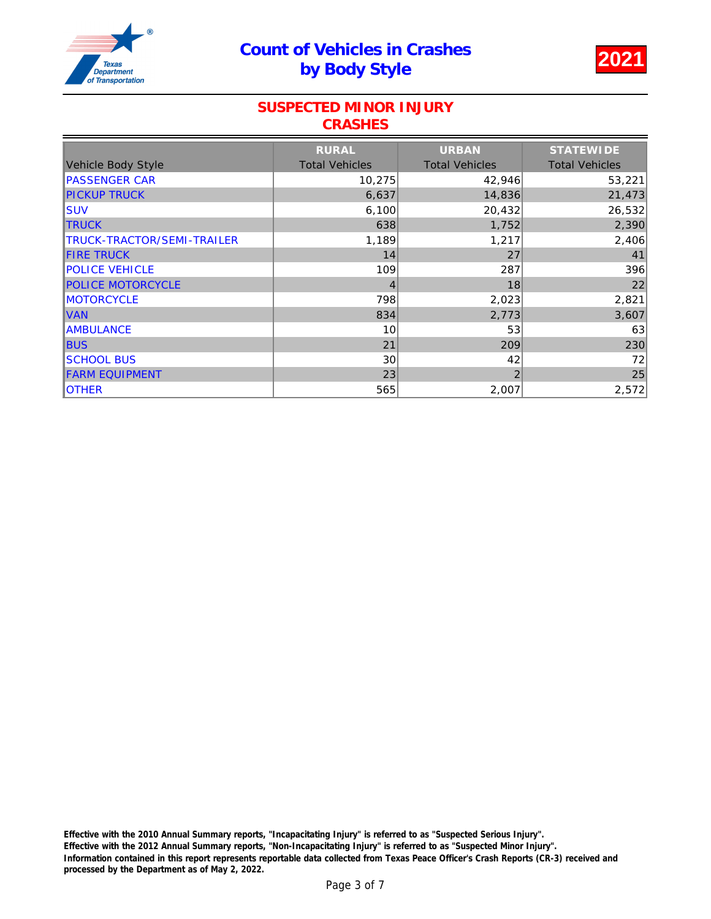# Count of Vehicles in Crashes by Body Style

**2021**

## SUSPECTED MINOR INJURY CRASHES

| Vehicle Body Style | RURAL Total Vehicles | URBAN Total Vehicles | STATEWIDE Total Vehicles |
|---|---|---|---|
| PASSENGER CAR | 10,275 | 42,946 | 53,221 |
| PICKUP TRUCK | 6,637 | 14,836 | 21,473 |
| SUV | 6,100 | 20,432 | 26,532 |
| TRUCK | 638 | 1,752 | 2,390 |
| TRUCK-TRACTOR/SEMI-TRAILER | 1,189 | 1,217 | 2,406 |
| FIRE TRUCK | 14 | 27 | 41 |
| POLICE VEHICLE | 109 | 287 | 396 |
| POLICE MOTORCYCLE | 4 | 18 | 22 |
| MOTORCYCLE | 798 | 2,023 | 2,821 |
| VAN | 834 | 2,773 | 3,607 |
| AMBULANCE | 10 | 53 | 63 |
| BUS | 21 | 209 | 230 |
| SCHOOL BUS | 30 | 42 | 72 |
| FARM EQUIPMENT | 23 | 2 | 25 |
| OTHER | 565 | 2,007 | 2,572 |

**Effective with the 2010 Annual Summary reports, "Incapacitating Injury" is referred to as "Suspected Serious Injury".**
**Effective with the 2012 Annual Summary reports, "Non-Incapacitating Injury" is referred to as "Suspected Minor Injury".**
**Information contained in this report represents reportable data collected from Texas Peace Officer's Crash Reports (CR-3) received and processed by the Department as of May 2, 2022.**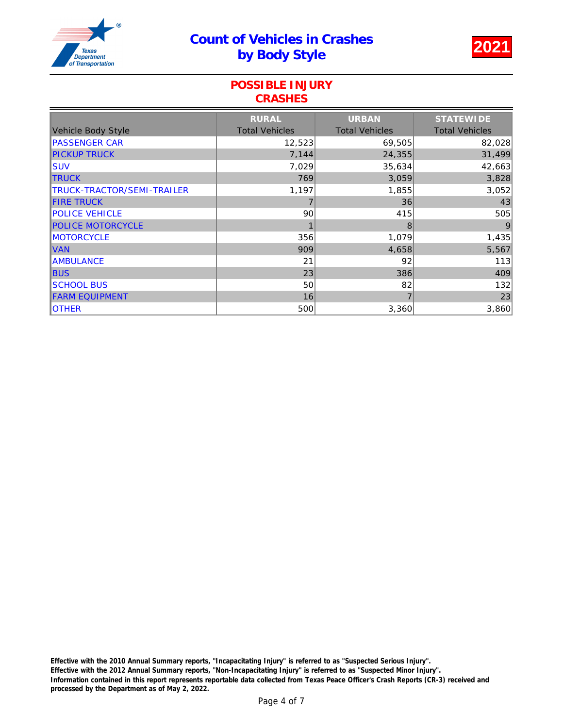# Count of Vehicles in Crashes by Body Style

**2021**

## POSSIBLE INJURY CRASHES

| Vehicle Body Style | RURAL Total Vehicles | URBAN Total Vehicles | STATEWIDE Total Vehicles |
|---|---|---|---|
| PASSENGER CAR | 12,523 | 69,505 | 82,028 |
| PICKUP TRUCK | 7,144 | 24,355 | 31,499 |
| SUV | 7,029 | 35,634 | 42,663 |
| TRUCK | 769 | 3,059 | 3,828 |
| TRUCK-TRACTOR/SEMI-TRAILER | 1,197 | 1,855 | 3,052 |
| FIRE TRUCK | 7 | 36 | 43 |
| POLICE VEHICLE | 90 | 415 | 505 |
| POLICE MOTORCYCLE | 1 | 8 | 9 |
| MOTORCYCLE | 356 | 1,079 | 1,435 |
| VAN | 909 | 4,658 | 5,567 |
| AMBULANCE | 21 | 92 | 113 |
| BUS | 23 | 386 | 409 |
| SCHOOL BUS | 50 | 82 | 132 |
| FARM EQUIPMENT | 16 | 7 | 23 |
| OTHER | 500 | 3,360 | 3,860 |

**Effective with the 2010 Annual Summary reports, "Incapacitating Injury" is referred to as "Suspected Serious Injury".**
**Effective with the 2012 Annual Summary reports, "Non-Incapacitating Injury" is referred to as "Suspected Minor Injury".**
**Information contained in this report represents reportable data collected from Texas Peace Officer's Crash Reports (CR-3) received and processed by the Department as of May 2, 2022.**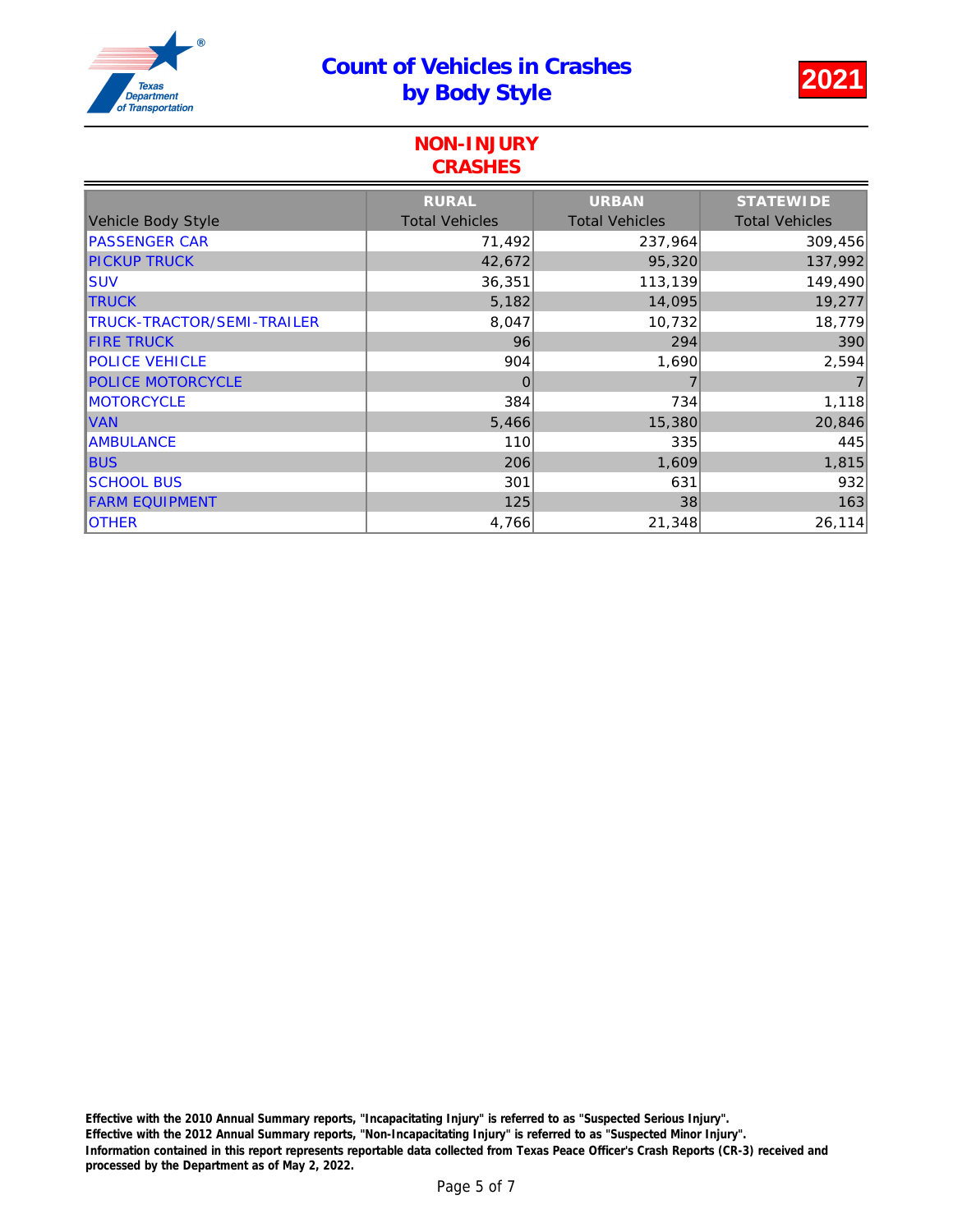# Count of Vehicles in Crashes by Body Style

**2021**

## NON-INJURY CRASHES

| Vehicle Body Style | RURAL Total Vehicles | URBAN Total Vehicles | STATEWIDE Total Vehicles |
|---|---|---|---|
| PASSENGER CAR | 71,492 | 237,964 | 309,456 |
| PICKUP TRUCK | 42,672 | 95,320 | 137,992 |
| SUV | 36,351 | 113,139 | 149,490 |
| TRUCK | 5,182 | 14,095 | 19,277 |
| TRUCK-TRACTOR/SEMI-TRAILER | 8,047 | 10,732 | 18,779 |
| FIRE TRUCK | 96 | 294 | 390 |
| POLICE VEHICLE | 904 | 1,690 | 2,594 |
| POLICE MOTORCYCLE | 0 | 7 | 7 |
| MOTORCYCLE | 384 | 734 | 1,118 |
| VAN | 5,466 | 15,380 | 20,846 |
| AMBULANCE | 110 | 335 | 445 |
| BUS | 206 | 1,609 | 1,815 |
| SCHOOL BUS | 301 | 631 | 932 |
| FARM EQUIPMENT | 125 | 38 | 163 |
| OTHER | 4,766 | 21,348 | 26,114 |

**Effective with the 2010 Annual Summary reports, "Incapacitating Injury" is referred to as "Suspected Serious Injury".**
**Effective with the 2012 Annual Summary reports, "Non-Incapacitating Injury" is referred to as "Suspected Minor Injury".**
**Information contained in this report represents reportable data collected from Texas Peace Officer's Crash Reports (CR-3) received and processed by the Department as of May 2, 2022.**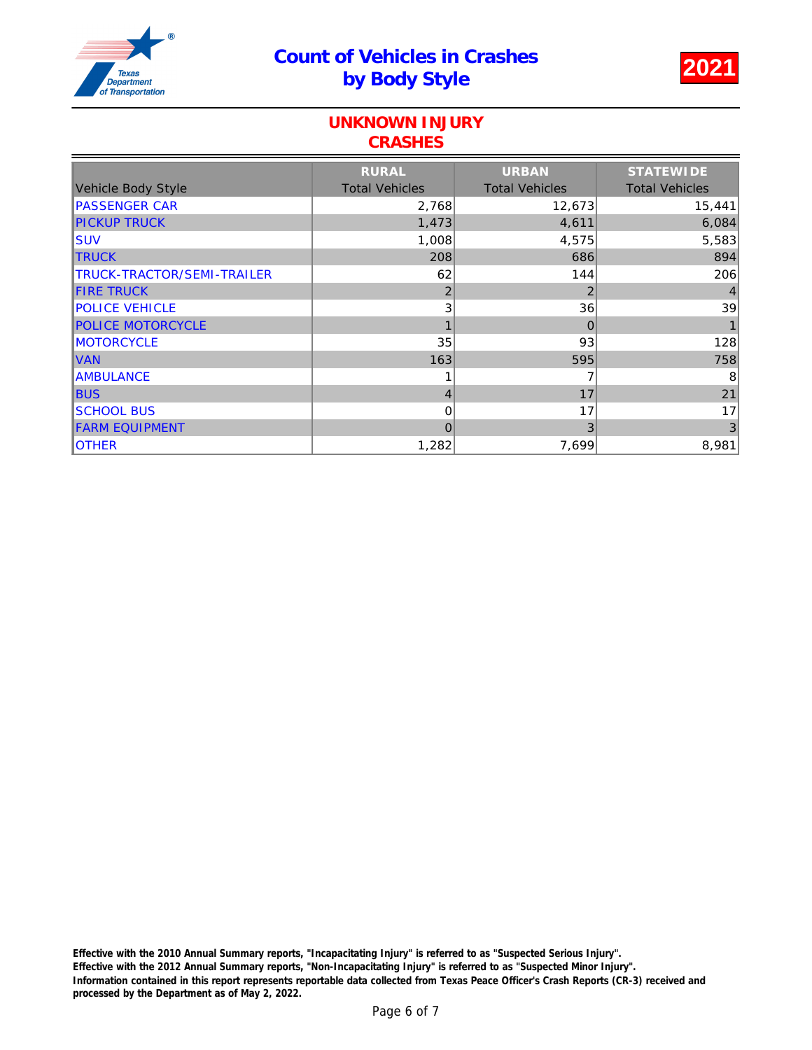# Count of Vehicles in Crashes by Body Style

**2021**

## UNKNOWN INJURY CRASHES

| Vehicle Body Style | RURAL Total Vehicles | URBAN Total Vehicles | STATEWIDE Total Vehicles |
|---|---|---|---|
| PASSENGER CAR | 2,768 | 12,673 | 15,441 |
| PICKUP TRUCK | 1,473 | 4,611 | 6,084 |
| SUV | 1,008 | 4,575 | 5,583 |
| TRUCK | 208 | 686 | 894 |
| TRUCK-TRACTOR/SEMI-TRAILER | 62 | 144 | 206 |
| FIRE TRUCK | 2 | 2 | 4 |
| POLICE VEHICLE | 3 | 36 | 39 |
| POLICE MOTORCYCLE | 1 | 0 | 1 |
| MOTORCYCLE | 35 | 93 | 128 |
| VAN | 163 | 595 | 758 |
| AMBULANCE | 1 | 7 | 8 |
| BUS | 4 | 17 | 21 |
| SCHOOL BUS | 0 | 17 | 17 |
| FARM EQUIPMENT | 0 | 3 | 3 |
| OTHER | 1,282 | 7,699 | 8,981 |

**Effective with the 2010 Annual Summary reports, "Incapacitating Injury" is referred to as "Suspected Serious Injury".**
**Effective with the 2012 Annual Summary reports, "Non-Incapacitating Injury" is referred to as "Suspected Minor Injury".**
**Information contained in this report represents reportable data collected from Texas Peace Officer's Crash Reports (CR-3) received and processed by the Department as of May 2, 2022.**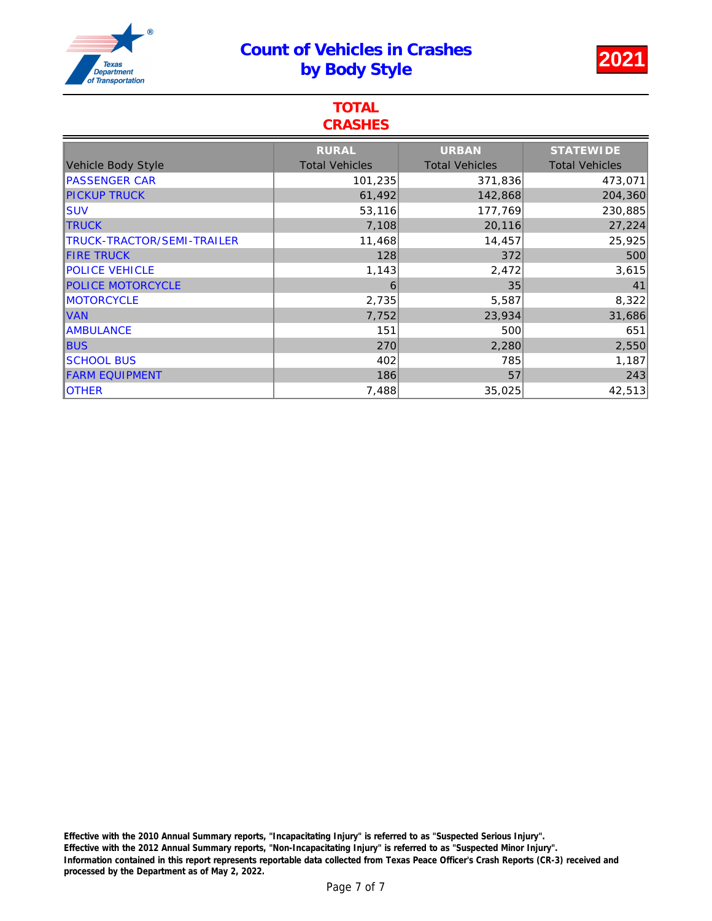# Count of Vehicles in Crashes by Body Style

**2021**

## TOTAL CRASHES

| Vehicle Body Style | RURAL Total Vehicles | URBAN Total Vehicles | STATEWIDE Total Vehicles |
|---|---|---|---|
| PASSENGER CAR | 101,235 | 371,836 | 473,071 |
| PICKUP TRUCK | 61,492 | 142,868 | 204,360 |
| SUV | 53,116 | 177,769 | 230,885 |
| TRUCK | 7,108 | 20,116 | 27,224 |
| TRUCK-TRACTOR/SEMI-TRAILER | 11,468 | 14,457 | 25,925 |
| FIRE TRUCK | 128 | 372 | 500 |
| POLICE VEHICLE | 1,143 | 2,472 | 3,615 |
| POLICE MOTORCYCLE | 6 | 35 | 41 |
| MOTORCYCLE | 2,735 | 5,587 | 8,322 |
| VAN | 7,752 | 23,934 | 31,686 |
| AMBULANCE | 151 | 500 | 651 |
| BUS | 270 | 2,280 | 2,550 |
| SCHOOL BUS | 402 | 785 | 1,187 |
| FARM EQUIPMENT | 186 | 57 | 243 |
| OTHER | 7,488 | 35,025 | 42,513 |

**Effective with the 2010 Annual Summary reports, "Incapacitating Injury" is referred to as "Suspected Serious Injury".**
**Effective with the 2012 Annual Summary reports, "Non-Incapacitating Injury" is referred to as "Suspected Minor Injury".**
**Information contained in this report represents reportable data collected from Texas Peace Officer's Crash Reports (CR-3) received and processed by the Department as of May 2, 2022.**